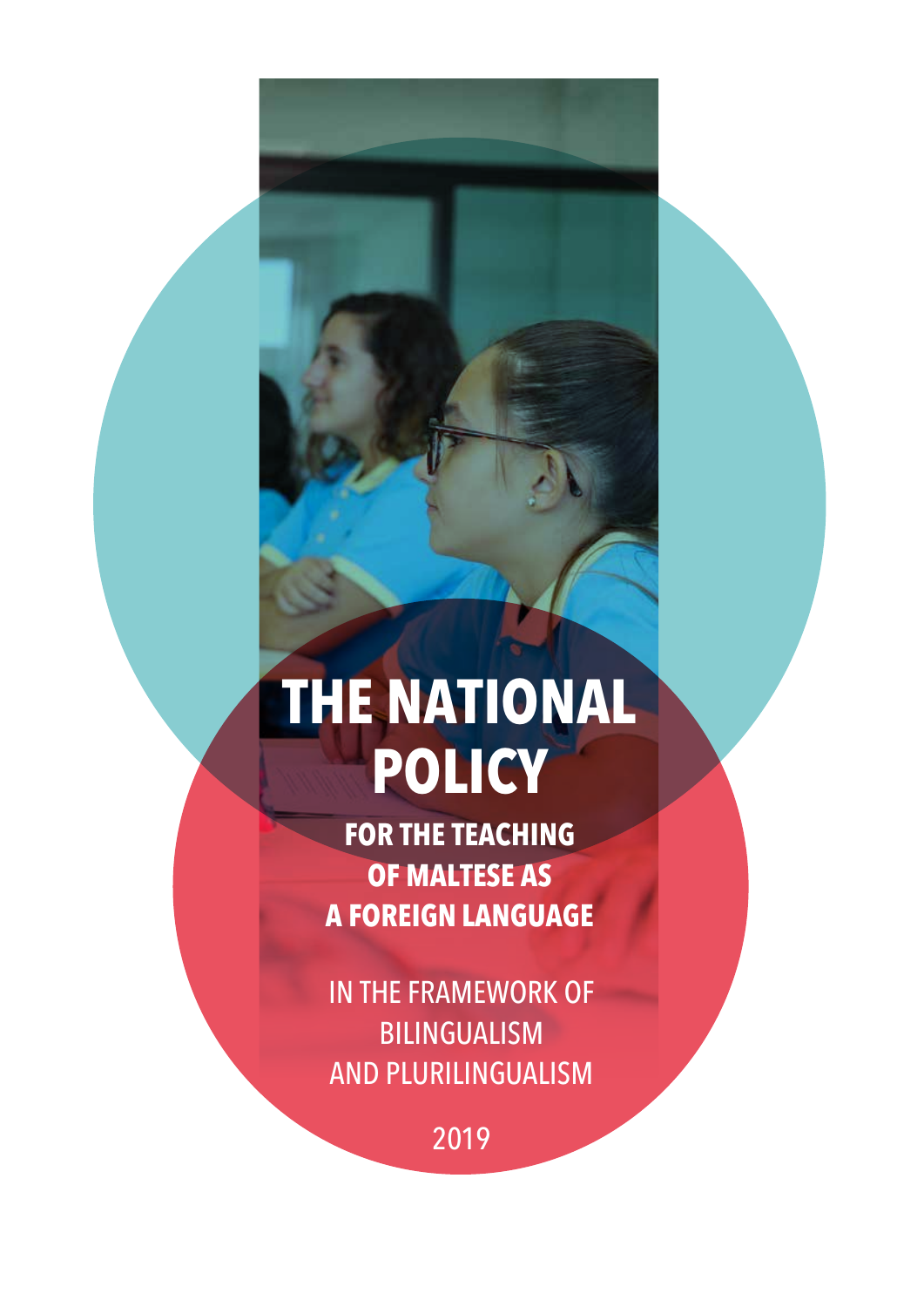# THE NATIONAL POLICY

## FOR THE TEACHING OF MALTESE AS A FOREIGN LANGUAGE

IN THE FRAMEWORK OF BILINGUALISM AND PLURILINGUALISM

2019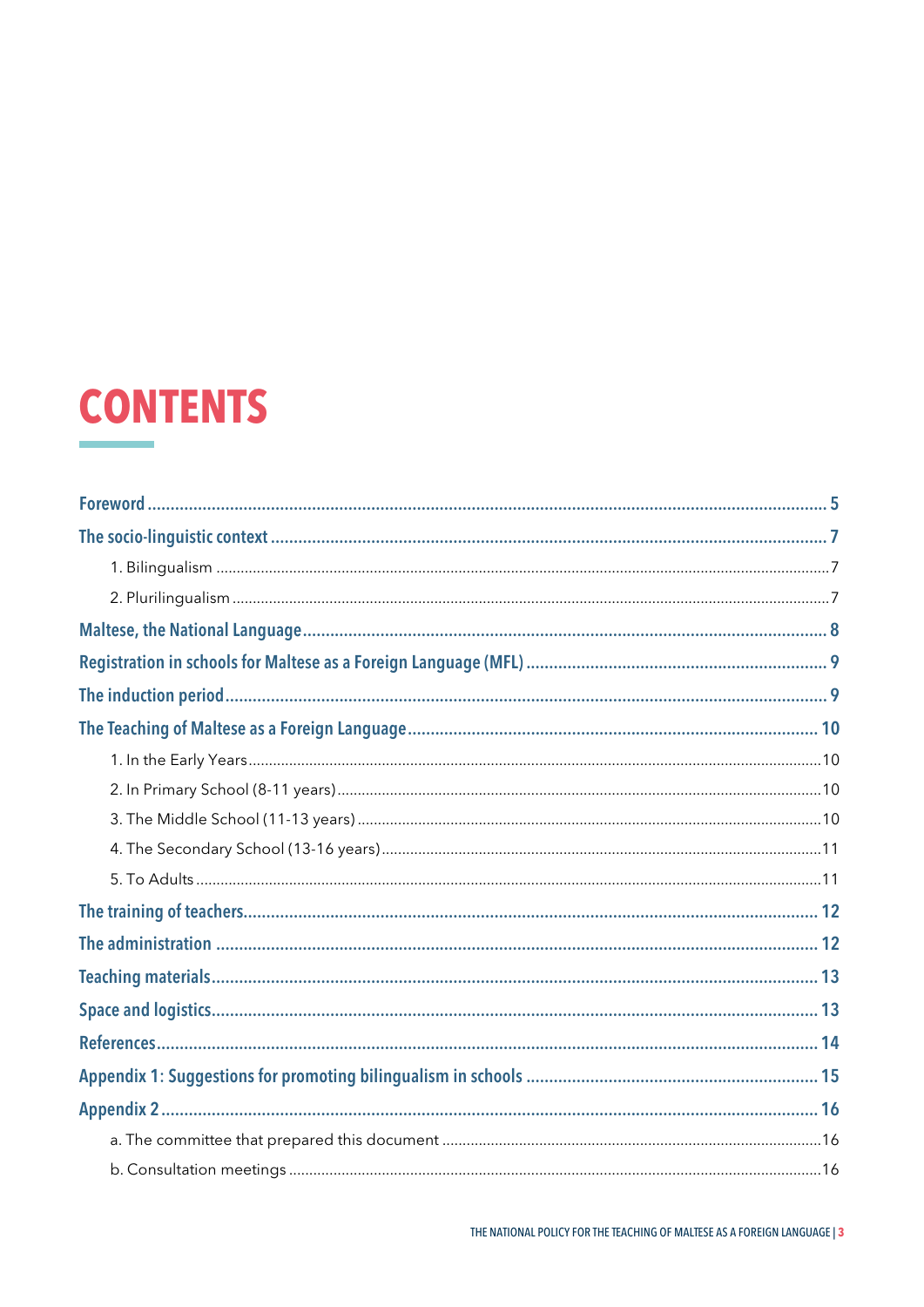# CONTENTS

Foreword ........................................................................................................................................ 5

The socio-linguistic context ........................................................................................................ 7

- 1. Bilingualism ....................................................................................................................... 7
- 2. Plurilingualism ................................................................................................................... 7

Maltese, the National Language ................................................................................................. 8

Registration in schools for Maltese as a Foreign Language (MFL) ............................................. 9

The induction period ................................................................................................................... 9

The Teaching of Maltese as a Foreign Language ...................................................................... 10

- 1. In the Early Years ............................................................................................................ 10
- 2. In Primary School (8-11 years) ....................................................................................... 10
- 3. The Middle School (11-13 years) .................................................................................... 10
- 4. The Secondary School (13-16 years) .............................................................................. 11
- 5. To Adults ......................................................................................................................... 11

The training of teachers ............................................................................................................ 12

The administration .................................................................................................................... 12

Teaching materials .................................................................................................................... 13

Space and logistics ..................................................................................................................... 13

References ................................................................................................................................. 14

Appendix 1: Suggestions for promoting bilingualism in schools ............................................... 15

Appendix 2 ................................................................................................................................. 16

- a. The committee that prepared this document ................................................................. 16
- b. Consultation meetings .................................................................................................... 16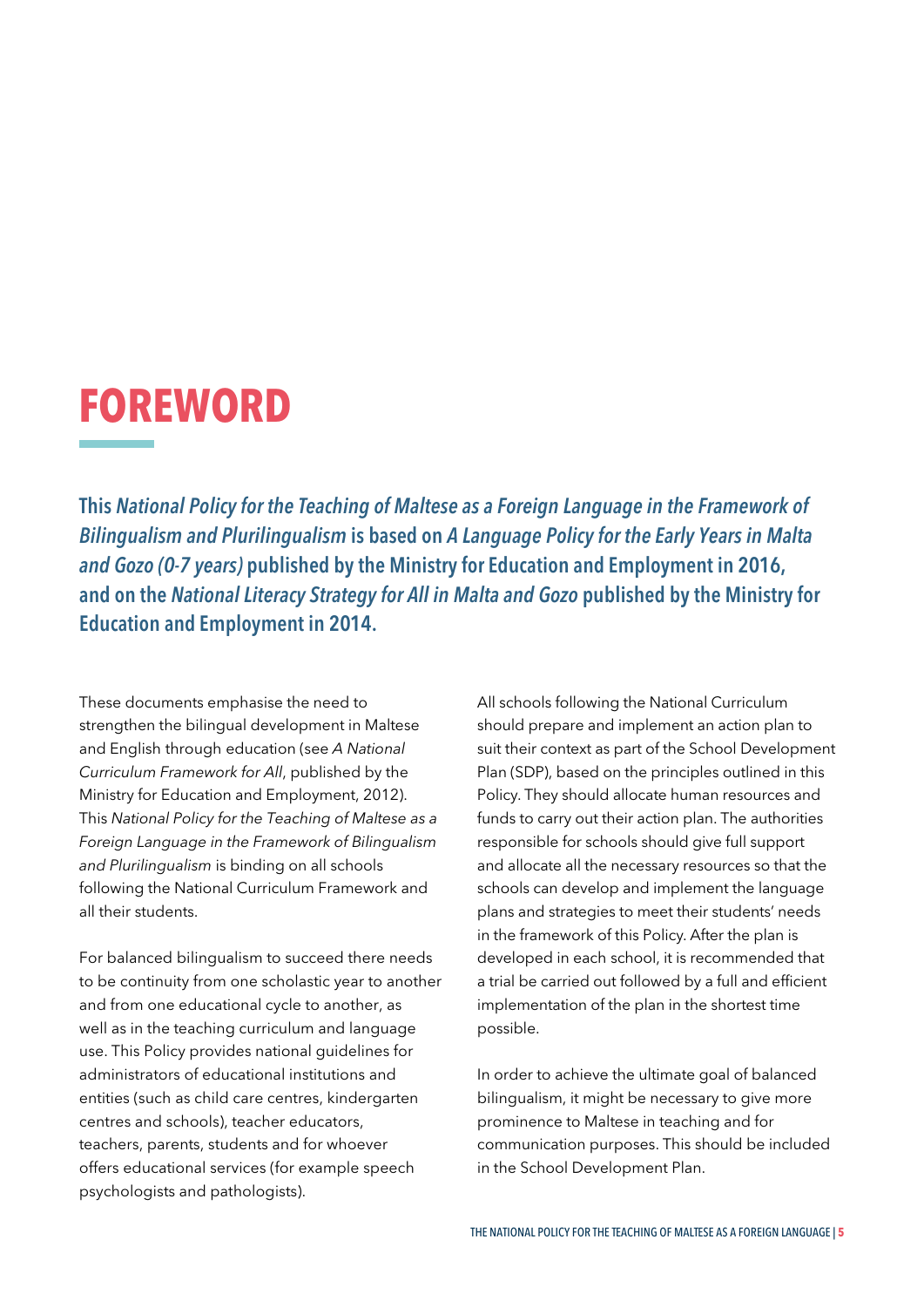# FOREWORD

**This *National Policy for the Teaching of Maltese as a Foreign Language in the Framework of Bilingualism and Plurilingualism* is based on *A Language Policy for the Early Years in Malta and Gozo (0-7 years)* published by the Ministry for Education and Employment in 2016, and on the *National Literacy Strategy for All in Malta and Gozo* published by the Ministry for Education and Employment in 2014.**

These documents emphasise the need to strengthen the bilingual development in Maltese and English through education (see *A National Curriculum Framework for All*, published by the Ministry for Education and Employment, 2012). This *National Policy for the Teaching of Maltese as a Foreign Language in the Framework of Bilingualism and Plurilingualism* is binding on all schools following the National Curriculum Framework and all their students.

For balanced bilingualism to succeed there needs to be continuity from one scholastic year to another and from one educational cycle to another, as well as in the teaching curriculum and language use. This Policy provides national guidelines for administrators of educational institutions and entities (such as child care centres, kindergarten centres and schools), teacher educators, teachers, parents, students and for whoever offers educational services (for example speech psychologists and pathologists).

All schools following the National Curriculum should prepare and implement an action plan to suit their context as part of the School Development Plan (SDP), based on the principles outlined in this Policy. They should allocate human resources and funds to carry out their action plan. The authorities responsible for schools should give full support and allocate all the necessary resources so that the schools can develop and implement the language plans and strategies to meet their students' needs in the framework of this Policy. After the plan is developed in each school, it is recommended that a trial be carried out followed by a full and efficient implementation of the plan in the shortest time possible.

In order to achieve the ultimate goal of balanced bilingualism, it might be necessary to give more prominence to Maltese in teaching and for communication purposes. This should be included in the School Development Plan.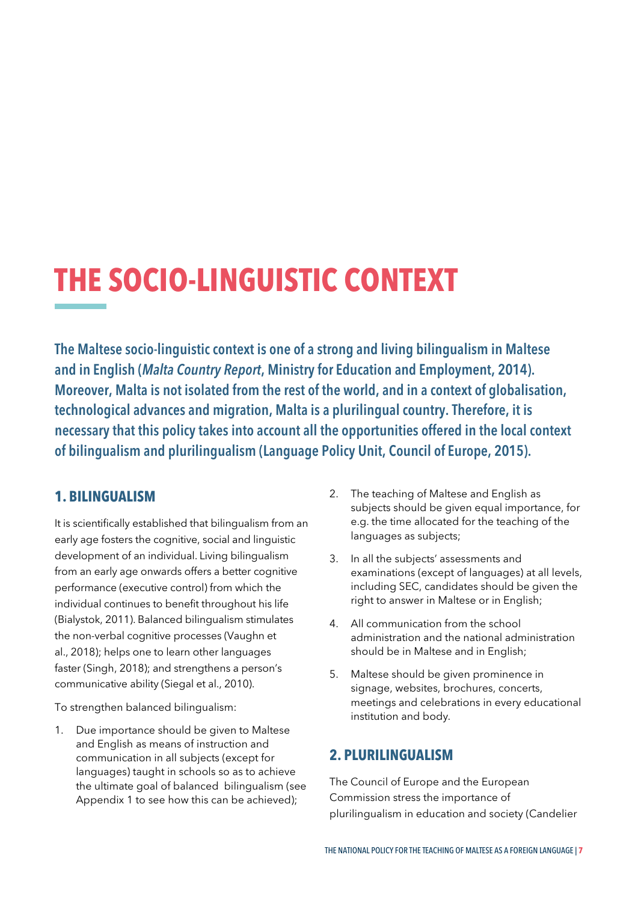# THE SOCIO-LINGUISTIC CONTEXT

**The Maltese socio-linguistic context is one of a strong and living bilingualism in Maltese and in English (*Malta Country Report*, Ministry for Education and Employment, 2014). Moreover, Malta is not isolated from the rest of the world, and in a context of globalisation, technological advances and migration, Malta is a plurilingual country. Therefore, it is necessary that this policy takes into account all the opportunities offered in the local context of bilingualism and plurilingualism (Language Policy Unit, Council of Europe, 2015).**

## 1. BILINGUALISM

It is scientifically established that bilingualism from an early age fosters the cognitive, social and linguistic development of an individual. Living bilingualism from an early age onwards offers a better cognitive performance (executive control) from which the individual continues to benefit throughout his life (Bialystok, 2011). Balanced bilingualism stimulates the non-verbal cognitive processes (Vaughn et al., 2018); helps one to learn other languages faster (Singh, 2018); and strengthens a person's communicative ability (Siegal et al., 2010).

To strengthen balanced bilingualism:

1. Due importance should be given to Maltese and English as means of instruction and communication in all subjects (except for languages) taught in schools so as to achieve the ultimate goal of balanced bilingualism (see Appendix 1 to see how this can be achieved);
2. The teaching of Maltese and English as subjects should be given equal importance, for e.g. the time allocated for the teaching of the languages as subjects;
3. In all the subjects' assessments and examinations (except of languages) at all levels, including SEC, candidates should be given the right to answer in Maltese or in English;
4. All communication from the school administration and the national administration should be in Maltese and in English;
5. Maltese should be given prominence in signage, websites, brochures, concerts, meetings and celebrations in every educational institution and body.

## 2. PLURILINGUALISM

The Council of Europe and the European Commission stress the importance of plurilingualism in education and society (Candelier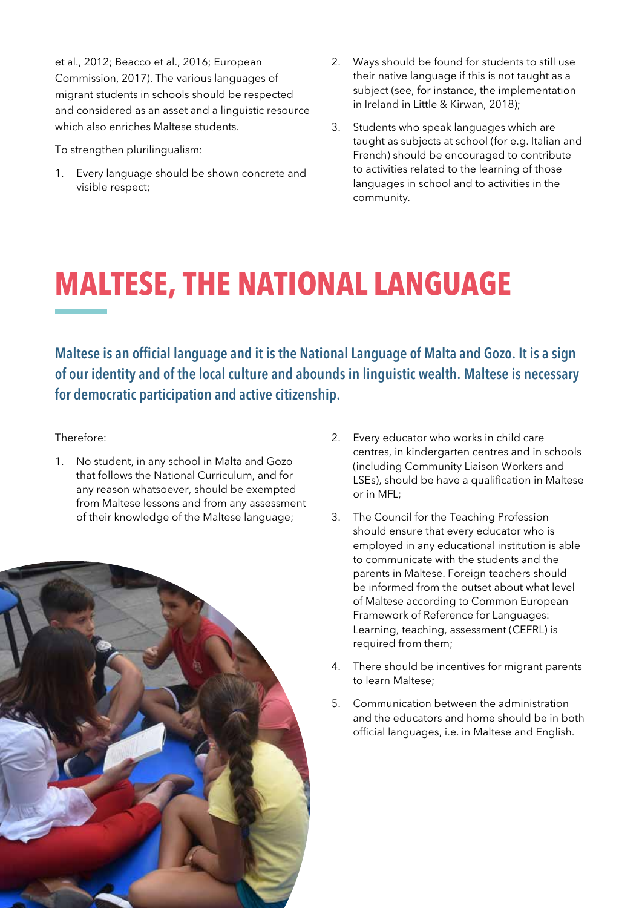et al., 2012; Beacco et al., 2016; European Commission, 2017). The various languages of migrant students in schools should be respected and considered as an asset and a linguistic resource which also enriches Maltese students.

To strengthen plurilingualism:

1. Every language should be shown concrete and visible respect;
2. Ways should be found for students to still use their native language if this is not taught as a subject (see, for instance, the implementation in Ireland in Little & Kirwan, 2018);
3. Students who speak languages which are taught as subjects at school (for e.g. Italian and French) should be encouraged to contribute to activities related to the learning of those languages in school and to activities in the community.

# MALTESE, THE NATIONAL LANGUAGE

**Maltese is an official language and it is the National Language of Malta and Gozo. It is a sign of our identity and of the local culture and abounds in linguistic wealth. Maltese is necessary for democratic participation and active citizenship.**

Therefore:

1. No student, in any school in Malta and Gozo that follows the National Curriculum, and for any reason whatsoever, should be exempted from Maltese lessons and from any assessment of their knowledge of the Maltese language;
2. Every educator who works in child care centres, in kindergarten centres and in schools (including Community Liaison Workers and LSEs), should be have a qualification in Maltese or in MFL;
3. The Council for the Teaching Profession should ensure that every educator who is employed in any educational institution is able to communicate with the students and the parents in Maltese. Foreign teachers should be informed from the outset about what level of Maltese according to Common European Framework of Reference for Languages: Learning, teaching, assessment (CEFRL) is required from them;
4. There should be incentives for migrant parents to learn Maltese;
5. Communication between the administration and the educators and home should be in both official languages, i.e. in Maltese and English.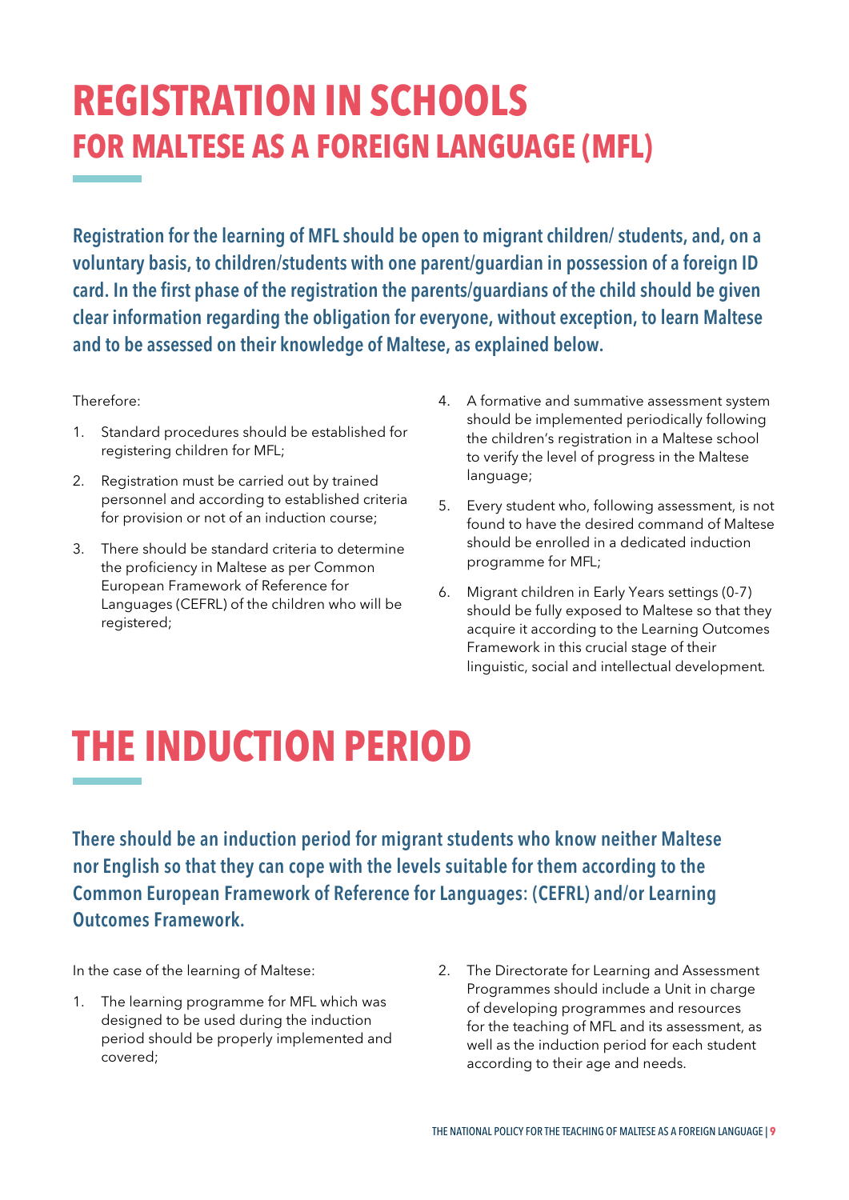# REGISTRATION IN SCHOOLS

## FOR MALTESE AS A FOREIGN LANGUAGE (MFL)

**Registration for the learning of MFL should be open to migrant children/ students, and, on a voluntary basis, to children/students with one parent/guardian in possession of a foreign ID card. In the first phase of the registration the parents/guardians of the child should be given clear information regarding the obligation for everyone, without exception, to learn Maltese and to be assessed on their knowledge of Maltese, as explained below.**

Therefore:

1. Standard procedures should be established for registering children for MFL;
2. Registration must be carried out by trained personnel and according to established criteria for provision or not of an induction course;
3. There should be standard criteria to determine the proficiency in Maltese as per Common European Framework of Reference for Languages (CEFRL) of the children who will be registered;
4. A formative and summative assessment system should be implemented periodically following the children's registration in a Maltese school to verify the level of progress in the Maltese language;
5. Every student who, following assessment, is not found to have the desired command of Maltese should be enrolled in a dedicated induction programme for MFL;
6. Migrant children in Early Years settings (0-7) should be fully exposed to Maltese so that they acquire it according to the Learning Outcomes Framework in this crucial stage of their linguistic, social and intellectual development.

# THE INDUCTION PERIOD

**There should be an induction period for migrant students who know neither Maltese nor English so that they can cope with the levels suitable for them according to the Common European Framework of Reference for Languages: (CEFRL) and/or Learning Outcomes Framework.**

In the case of the learning of Maltese:

1. The learning programme for MFL which was designed to be used during the induction period should be properly implemented and covered;
2. The Directorate for Learning and Assessment Programmes should include a Unit in charge of developing programmes and resources for the teaching of MFL and its assessment, as well as the induction period for each student according to their age and needs.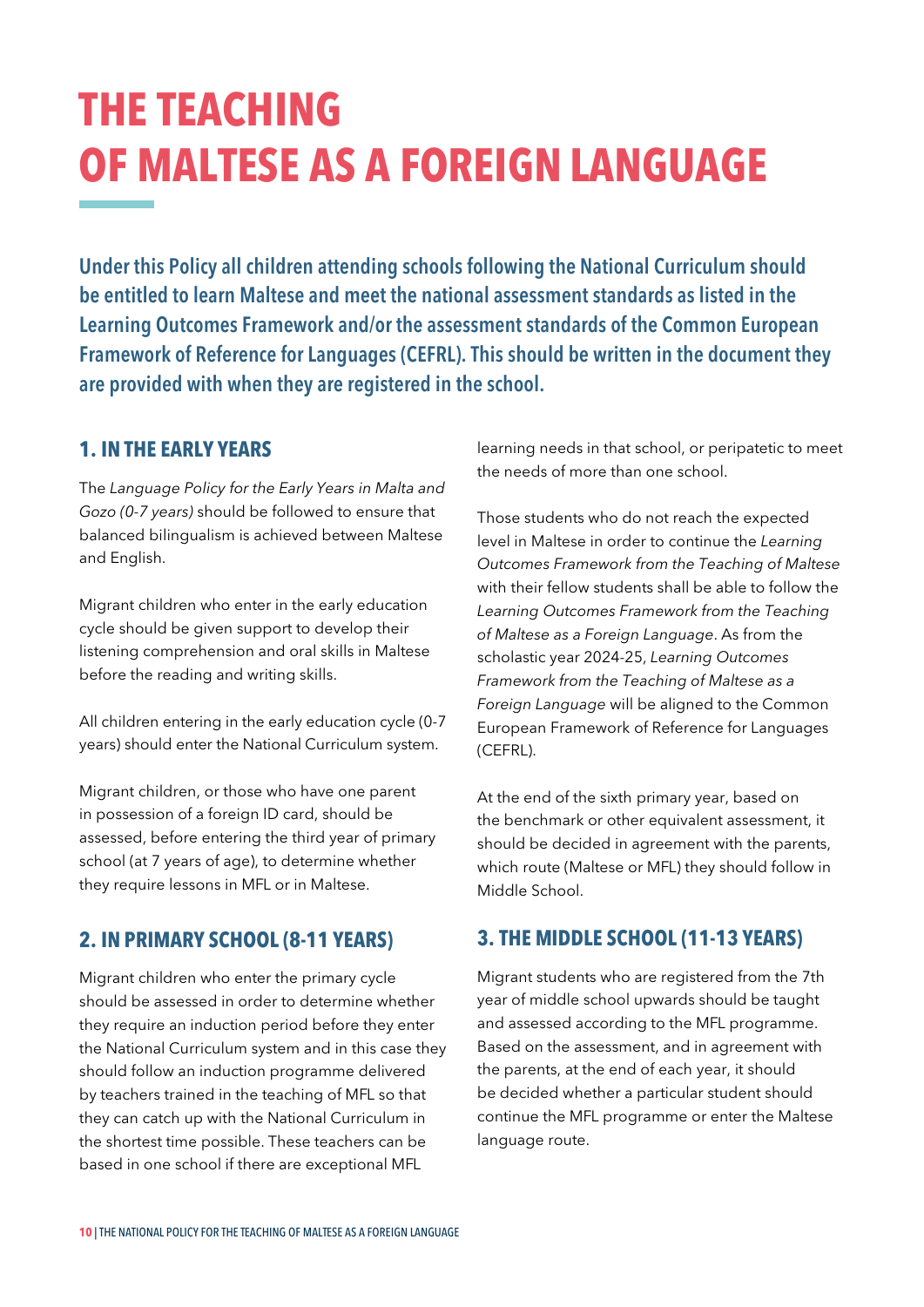# THE TEACHING OF MALTESE AS A FOREIGN LANGUAGE

**Under this Policy all children attending schools following the National Curriculum should be entitled to learn Maltese and meet the national assessment standards as listed in the Learning Outcomes Framework and/or the assessment standards of the Common European Framework of Reference for Languages (CEFRL). This should be written in the document they are provided with when they are registered in the school.**

## 1. IN THE EARLY YEARS

The *Language Policy for the Early Years in Malta and Gozo (0-7 years)* should be followed to ensure that balanced bilingualism is achieved between Maltese and English.

Migrant children who enter in the early education cycle should be given support to develop their listening comprehension and oral skills in Maltese before the reading and writing skills.

All children entering in the early education cycle (0-7 years) should enter the National Curriculum system.

Migrant children, or those who have one parent in possession of a foreign ID card, should be assessed, before entering the third year of primary school (at 7 years of age), to determine whether they require lessons in MFL or in Maltese.

## 2. IN PRIMARY SCHOOL (8-11 YEARS)

Migrant children who enter the primary cycle should be assessed in order to determine whether they require an induction period before they enter the National Curriculum system and in this case they should follow an induction programme delivered by teachers trained in the teaching of MFL so that they can catch up with the National Curriculum in the shortest time possible. These teachers can be based in one school if there are exceptional MFL learning needs in that school, or peripatetic to meet the needs of more than one school.

Those students who do not reach the expected level in Maltese in order to continue the *Learning Outcomes Framework from the Teaching of Maltese* with their fellow students shall be able to follow the *Learning Outcomes Framework from the Teaching of Maltese as a Foreign Language*. As from the scholastic year 2024-25, *Learning Outcomes Framework from the Teaching of Maltese as a Foreign Language* will be aligned to the Common European Framework of Reference for Languages (CEFRL).

At the end of the sixth primary year, based on the benchmark or other equivalent assessment, it should be decided in agreement with the parents, which route (Maltese or MFL) they should follow in Middle School.

## 3. THE MIDDLE SCHOOL (11-13 YEARS)

Migrant students who are registered from the 7th year of middle school upwards should be taught and assessed according to the MFL programme. Based on the assessment, and in agreement with the parents, at the end of each year, it should be decided whether a particular student should continue the MFL programme or enter the Maltese language route.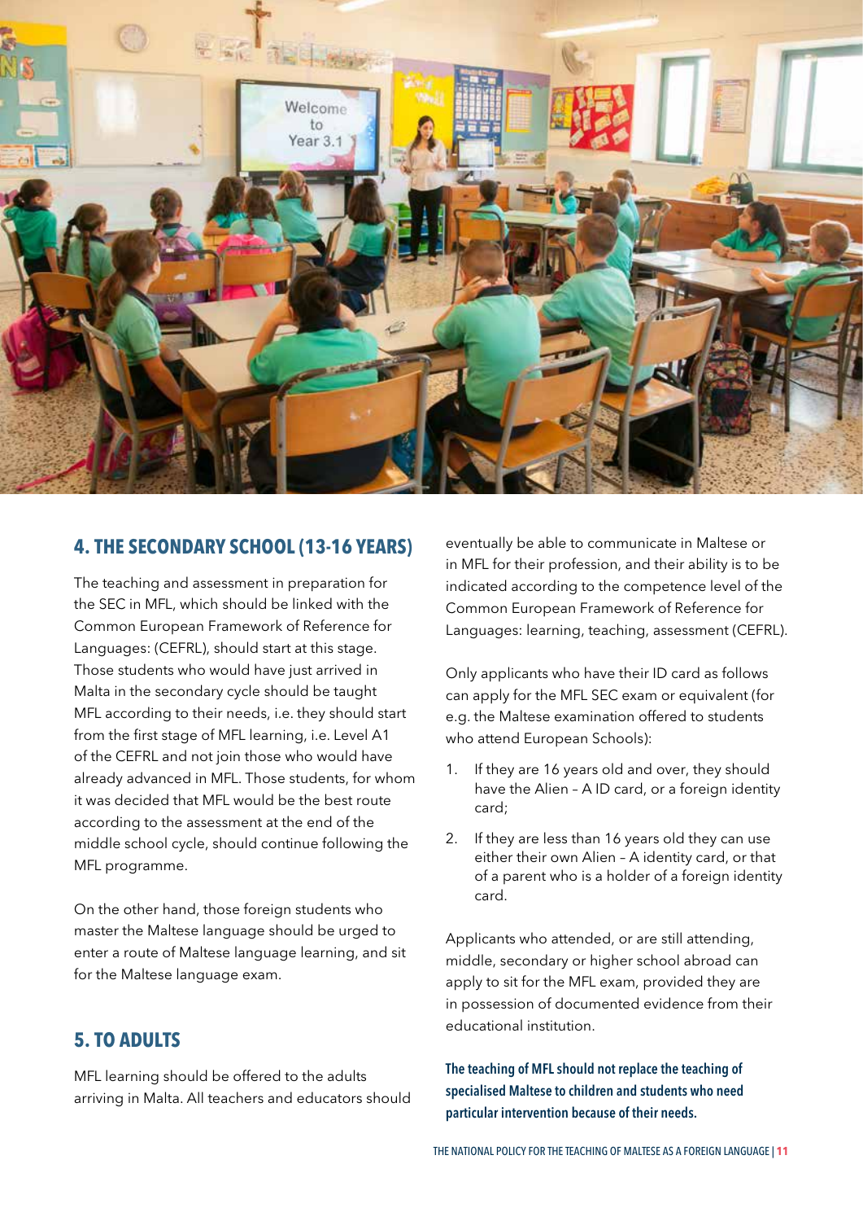## 4. THE SECONDARY SCHOOL (13-16 YEARS)

The teaching and assessment in preparation for the SEC in MFL, which should be linked with the Common European Framework of Reference for Languages: (CEFRL), should start at this stage. Those students who would have just arrived in Malta in the secondary cycle should be taught MFL according to their needs, i.e. they should start from the first stage of MFL learning, i.e. Level A1 of the CEFRL and not join those who would have already advanced in MFL. Those students, for whom it was decided that MFL would be the best route according to the assessment at the end of the middle school cycle, should continue following the MFL programme.

On the other hand, those foreign students who master the Maltese language should be urged to enter a route of Maltese language learning, and sit for the Maltese language exam.

## 5. TO ADULTS

MFL learning should be offered to the adults arriving in Malta. All teachers and educators should eventually be able to communicate in Maltese or in MFL for their profession, and their ability is to be indicated according to the competence level of the Common European Framework of Reference for Languages: learning, teaching, assessment (CEFRL).

Only applicants who have their ID card as follows can apply for the MFL SEC exam or equivalent (for e.g. the Maltese examination offered to students who attend European Schools):

1. If they are 16 years old and over, they should have the Alien – A ID card, or a foreign identity card;
2. If they are less than 16 years old they can use either their own Alien – A identity card, or that of a parent who is a holder of a foreign identity card.

Applicants who attended, or are still attending, middle, secondary or higher school abroad can apply to sit for the MFL exam, provided they are in possession of documented evidence from their educational institution.

**The teaching of MFL should not replace the teaching of specialised Maltese to children and students who need particular intervention because of their needs.**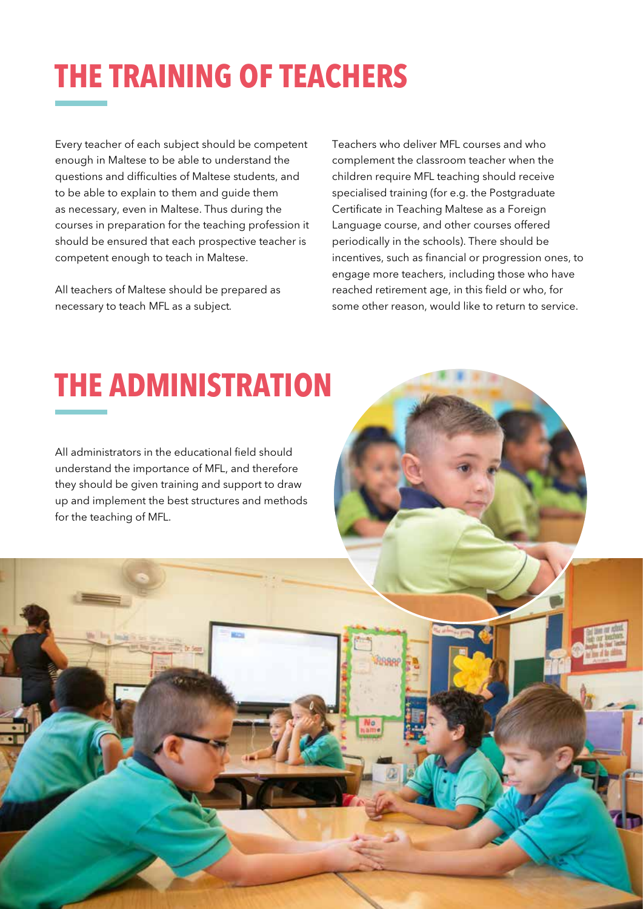# THE TRAINING OF TEACHERS

Every teacher of each subject should be competent enough in Maltese to be able to understand the questions and difficulties of Maltese students, and to be able to explain to them and guide them as necessary, even in Maltese. Thus during the courses in preparation for the teaching profession it should be ensured that each prospective teacher is competent enough to teach in Maltese.

All teachers of Maltese should be prepared as necessary to teach MFL as a subject.

Teachers who deliver MFL courses and who complement the classroom teacher when the children require MFL teaching should receive specialised training (for e.g. the Postgraduate Certificate in Teaching Maltese as a Foreign Language course, and other courses offered periodically in the schools). There should be incentives, such as financial or progression ones, to engage more teachers, including those who have reached retirement age, in this field or who, for some other reason, would like to return to service.

# THE ADMINISTRATION

All administrators in the educational field should understand the importance of MFL, and therefore they should be given training and support to draw up and implement the best structures and methods for the teaching of MFL.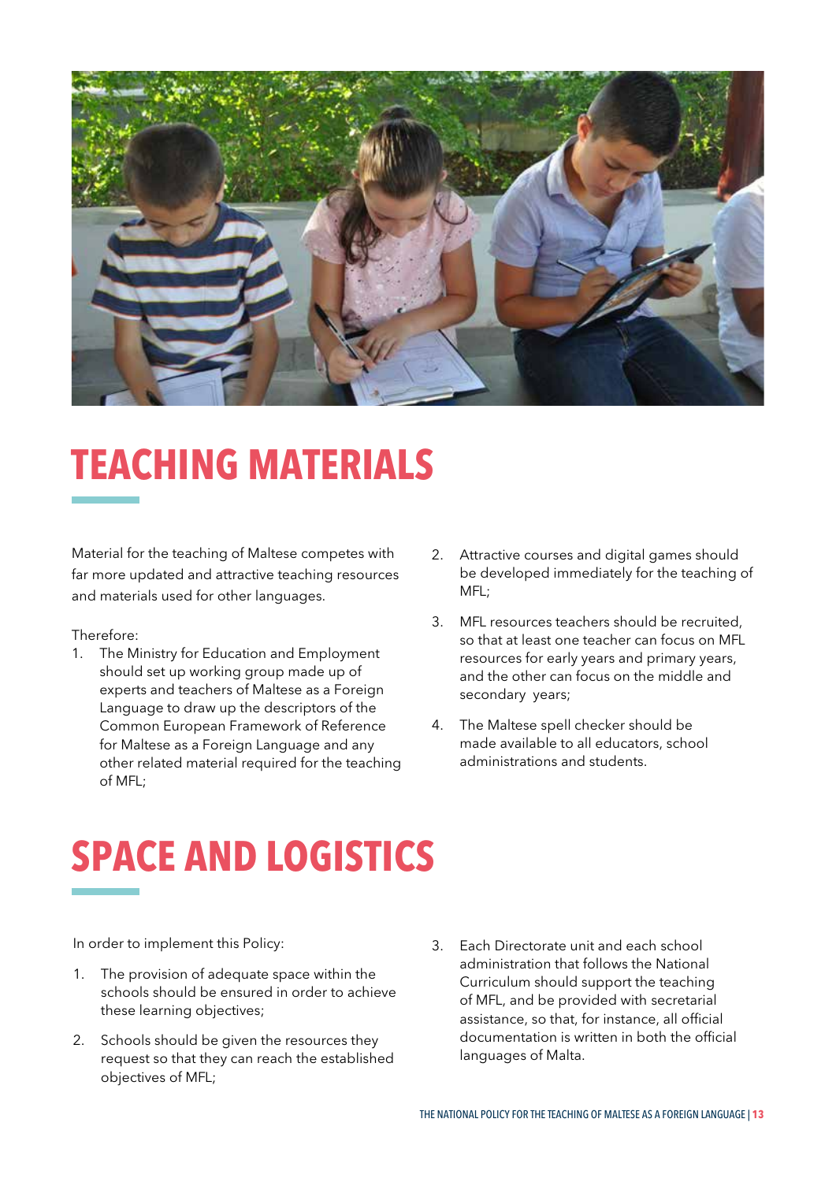# TEACHING MATERIALS

Material for the teaching of Maltese competes with far more updated and attractive teaching resources and materials used for other languages.

Therefore:

1. The Ministry for Education and Employment should set up working group made up of experts and teachers of Maltese as a Foreign Language to draw up the descriptors of the Common European Framework of Reference for Maltese as a Foreign Language and any other related material required for the teaching of MFL;
2. Attractive courses and digital games should be developed immediately for the teaching of MFL;
3. MFL resources teachers should be recruited, so that at least one teacher can focus on MFL resources for early years and primary years, and the other can focus on the middle and secondary years;
4. The Maltese spell checker should be made available to all educators, school administrations and students.

# SPACE AND LOGISTICS

In order to implement this Policy:

1. The provision of adequate space within the schools should be ensured in order to achieve these learning objectives;
2. Schools should be given the resources they request so that they can reach the established objectives of MFL;
3. Each Directorate unit and each school administration that follows the National Curriculum should support the teaching of MFL, and be provided with secretarial assistance, so that, for instance, all official documentation is written in both the official languages of Malta.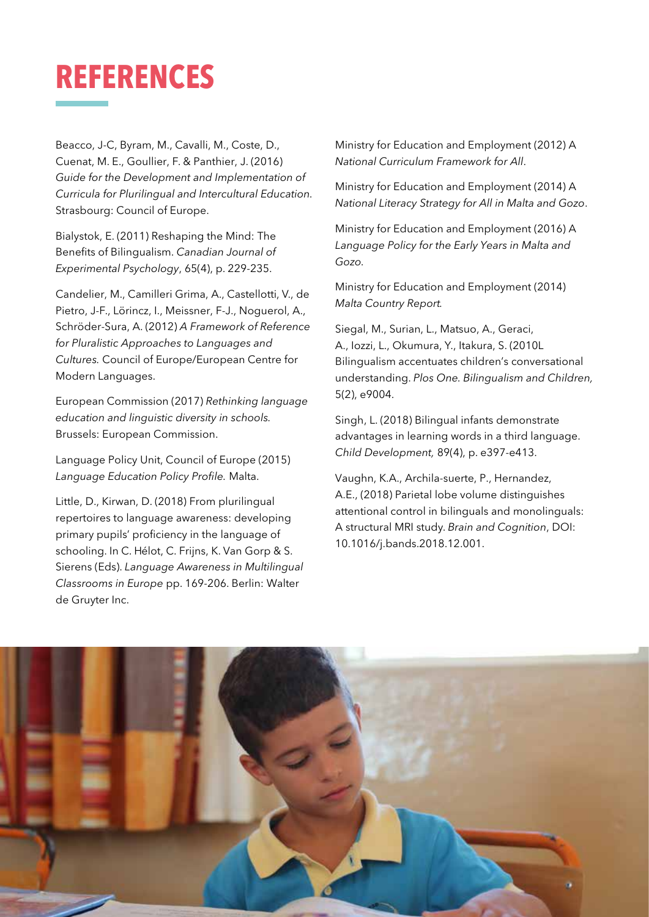# REFERENCES

Beacco, J-C, Byram, M., Cavalli, M., Coste, D., Cuenat, M. E., Goullier, F. & Panthier, J. (2016) *Guide for the Development and Implementation of Curricula for Plurilingual and Intercultural Education*. Strasbourg: Council of Europe.

Bialystok, E. (2011) Reshaping the Mind: The Benefits of Bilingualism. *Canadian Journal of Experimental Psychology*, 65(4), p. 229-235.

Candelier, M., Camilleri Grima, A., Castellotti, V., de Pietro, J-F., Lörincz, I., Meissner, F-J., Noguerol, A., Schröder-Sura, A. (2012) *A Framework of Reference for Pluralistic Approaches to Languages and Cultures.* Council of Europe/European Centre for Modern Languages.

European Commission (2017) *Rethinking language education and linguistic diversity in schools.* Brussels: European Commission.

Language Policy Unit, Council of Europe (2015) *Language Education Policy Profile.* Malta.

Little, D., Kirwan, D. (2018) From plurilingual repertoires to language awareness: developing primary pupils' proficiency in the language of schooling. In C. Hélot, C. Frijns, K. Van Gorp & S. Sierens (Eds). *Language Awareness in Multilingual Classrooms in Europe* pp. 169-206. Berlin: Walter de Gruyter Inc.

Ministry for Education and Employment (2012) A *National Curriculum Framework for All*.

Ministry for Education and Employment (2014) A *National Literacy Strategy for All in Malta and Gozo*.

Ministry for Education and Employment (2016) A *Language Policy for the Early Years in Malta and Gozo*.

Ministry for Education and Employment (2014) *Malta Country Report.*

Siegal, M., Surian, L., Matsuo, A., Geraci, A., Iozzi, L., Okumura, Y., Itakura, S. (2010L Bilingualism accentuates children's conversational understanding. *Plos One. Bilingualism and Children,* 5(2), e9004.

Singh, L. (2018) Bilingual infants demonstrate advantages in learning words in a third language. *Child Development,* 89(4), p. e397-e413.

Vaughn, K.A., Archila-suerte, P., Hernandez, A.E., (2018) Parietal lobe volume distinguishes attentional control in bilinguals and monolinguals: A structural MRI study. *Brain and Cognition*, DOI: 10.1016/j.bands.2018.12.001.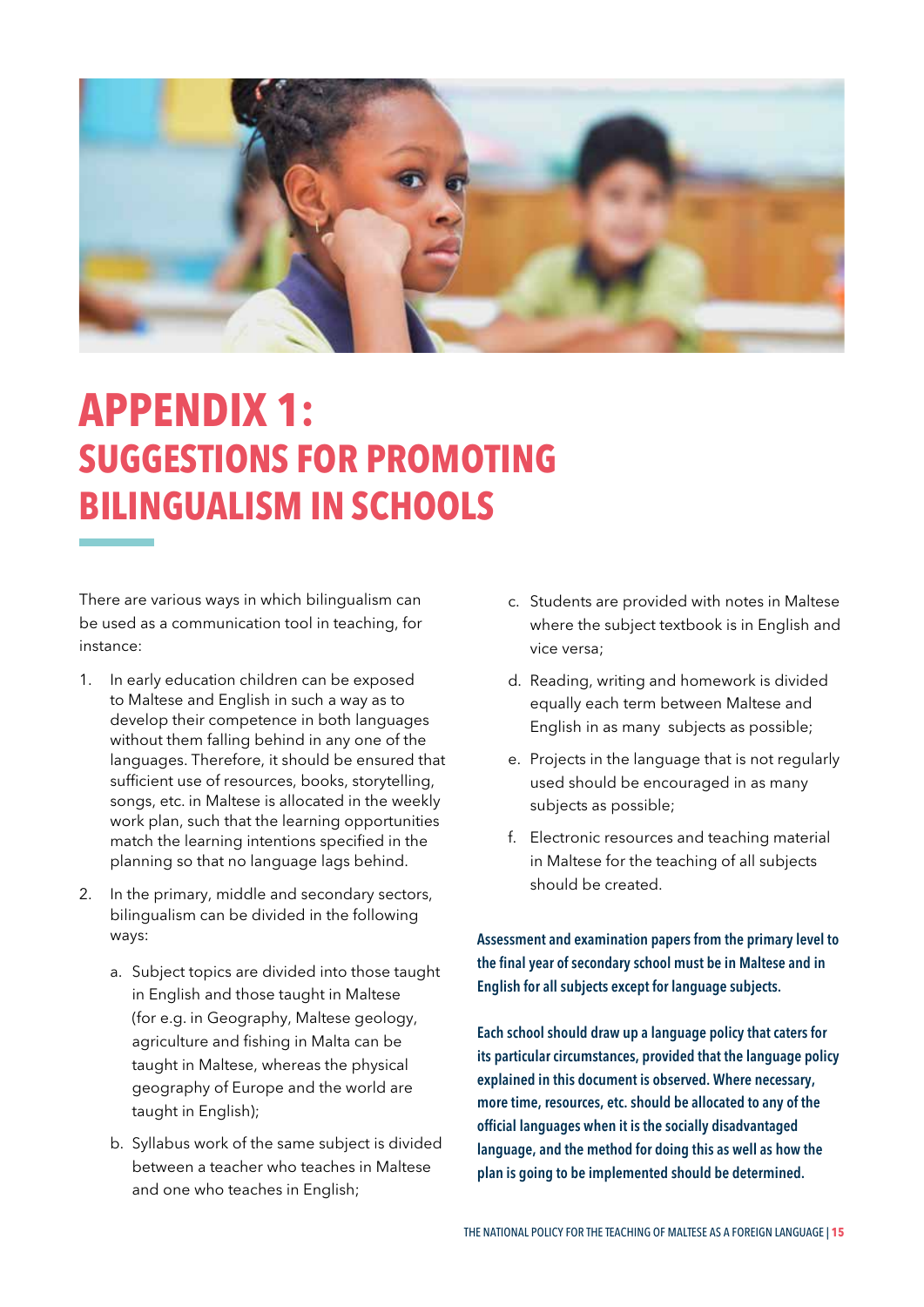# APPENDIX 1:
## SUGGESTIONS FOR PROMOTING BILINGUALISM IN SCHOOLS

There are various ways in which bilingualism can be used as a communication tool in teaching, for instance:

1. In early education children can be exposed to Maltese and English in such a way as to develop their competence in both languages without them falling behind in any one of the languages. Therefore, it should be ensured that sufficient use of resources, books, storytelling, songs, etc. in Maltese is allocated in the weekly work plan, such that the learning opportunities match the learning intentions specified in the planning so that no language lags behind.
2. In the primary, middle and secondary sectors, bilingualism can be divided in the following ways:
   a. Subject topics are divided into those taught in English and those taught in Maltese (for e.g. in Geography, Maltese geology, agriculture and fishing in Malta can be taught in Maltese, whereas the physical geography of Europe and the world are taught in English);
   b. Syllabus work of the same subject is divided between a teacher who teaches in Maltese and one who teaches in English;
   c. Students are provided with notes in Maltese where the subject textbook is in English and vice versa;
   d. Reading, writing and homework is divided equally each term between Maltese and English in as many subjects as possible;
   e. Projects in the language that is not regularly used should be encouraged in as many subjects as possible;
   f. Electronic resources and teaching material in Maltese for the teaching of all subjects should be created.

**Assessment and examination papers from the primary level to the final year of secondary school must be in Maltese and in English for all subjects except for language subjects.**

**Each school should draw up a language policy that caters for its particular circumstances, provided that the language policy explained in this document is observed. Where necessary, more time, resources, etc. should be allocated to any of the official languages when it is the socially disadvantaged language, and the method for doing this as well as how the plan is going to be implemented should be determined.**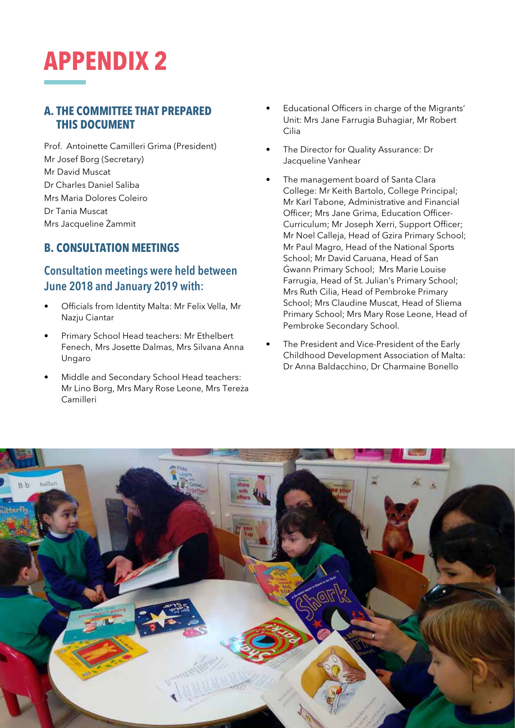# APPENDIX 2

## A. THE COMMITTEE THAT PREPARED THIS DOCUMENT

Prof. Antoinette Camilleri Grima (President)
Mr Josef Borg (Secretary)
Mr David Muscat
Dr Charles Daniel Saliba
Mrs Maria Dolores Coleiro
Dr Tania Muscat
Mrs Jacqueline Żammit

## B. CONSULTATION MEETINGS

### Consultation meetings were held between June 2018 and January 2019 with:

- Officials from Identity Malta: Mr Felix Vella, Mr Nazju Ciantar
- Primary School Head teachers: Mr Ethelbert Fenech, Mrs Josette Dalmas, Mrs Silvana Anna Ungaro
- Middle and Secondary School Head teachers: Mr Lino Borg, Mrs Mary Rose Leone, Mrs Tereża Camilleri
- Educational Officers in charge of the Migrants' Unit: Mrs Jane Farrugia Buhagiar, Mr Robert Cilia
- The Director for Quality Assurance: Dr Jacqueline Vanhear
- The management board of Santa Clara College: Mr Keith Bartolo, College Principal; Mr Karl Tabone, Administrative and Financial Officer; Mrs Jane Grima, Education Officer-Curriculum; Mr Joseph Xerri, Support Officer; Mr Noel Calleja, Head of Gzira Primary School; Mr Paul Magro, Head of the National Sports School; Mr David Caruana, Head of San Ġwann Primary School; Mrs Marie Louise Farrugia, Head of St. Julian's Primary School; Mrs Ruth Cilia, Head of Pembroke Primary School; Mrs Claudine Muscat, Head of Sliema Primary School; Mrs Mary Rose Leone, Head of Pembroke Secondary School.
- The President and Vice-President of the Early Childhood Development Association of Malta: Dr Anna Baldacchino, Dr Charmaine Bonello